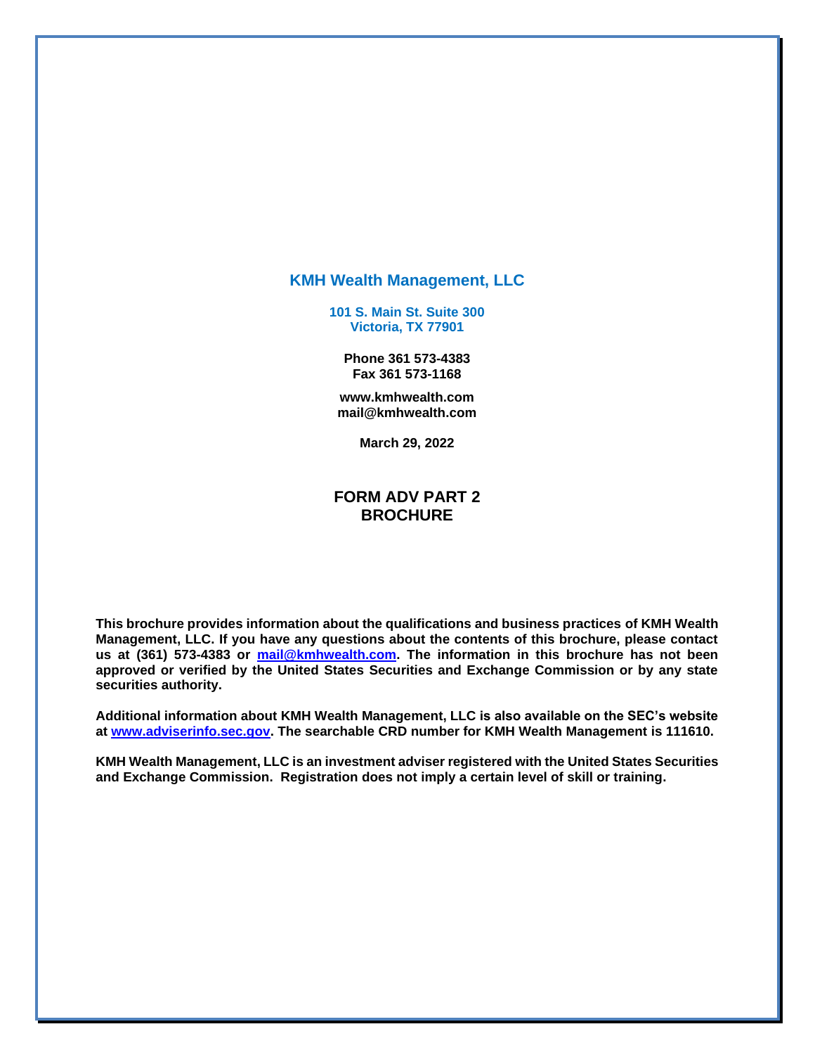# KMH Wealth Management, LLC

**101 S. Main St. Suite 300**
**Victoria, TX 77901**

**Phone 361 573-4383**
**Fax 361 573-1168**

**www.kmhwealth.com**
**mail@kmhwealth.com**

**March 29, 2022**

## FORM ADV PART 2 BROCHURE

**This brochure provides information about the qualifications and business practices of KMH Wealth Management, LLC. If you have any questions about the contents of this brochure, please contact us at (361) 573-4383 or mail@kmhwealth.com. The information in this brochure has not been approved or verified by the United States Securities and Exchange Commission or by any state securities authority.**

**Additional information about KMH Wealth Management, LLC is also available on the SEC's website at www.adviserinfo.sec.gov. The searchable CRD number for KMH Wealth Management is 111610.**

**KMH Wealth Management, LLC is an investment adviser registered with the United States Securities and Exchange Commission. Registration does not imply a certain level of skill or training.**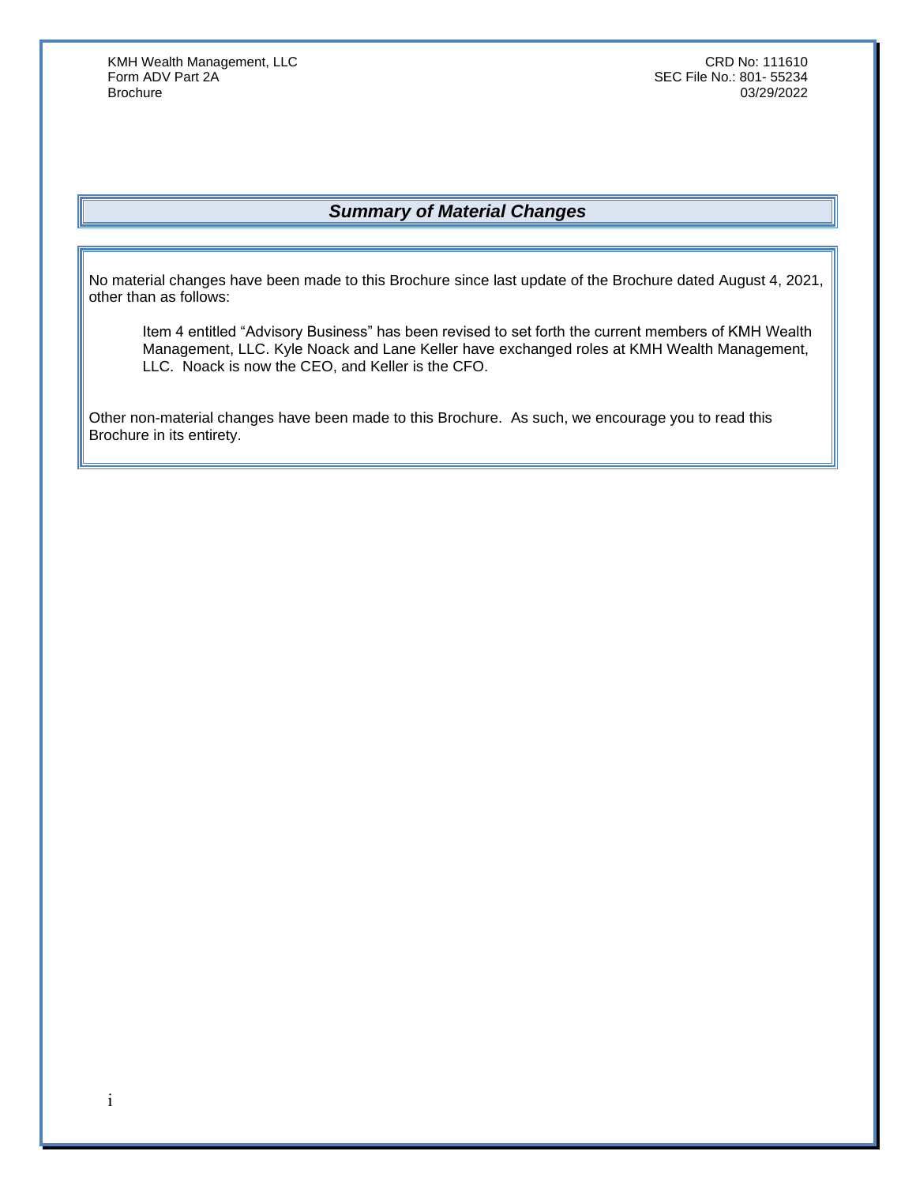## *Summary of Material Changes*

No material changes have been made to this Brochure since last update of the Brochure dated August 4, 2021, other than as follows:

> Item 4 entitled "Advisory Business" has been revised to set forth the current members of KMH Wealth Management, LLC. Kyle Noack and Lane Keller have exchanged roles at KMH Wealth Management, LLC. Noack is now the CEO, and Keller is the CFO.

Other non-material changes have been made to this Brochure. As such, we encourage you to read this Brochure in its entirety.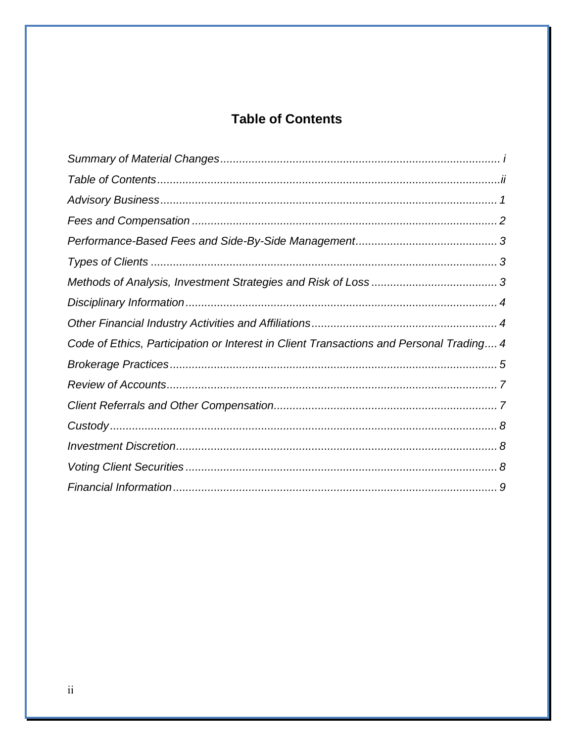## Table of Contents

*Summary of Material Changes* ........................................................................................ *i*

*Table of Contents* ............................................................................................................*ii*

*Advisory Business* .......................................................................................................... *1*

*Fees and Compensation* ................................................................................................ *2*

*Performance-Based Fees and Side-By-Side Management* ............................................ *3*

*Types of Clients* ............................................................................................................. *3*

*Methods of Analysis, Investment Strategies and Risk of Loss* ....................................... *3*

*Disciplinary Information* .................................................................................................. *4*

*Other Financial Industry Activities and Affiliations* .......................................................... *4*

*Code of Ethics, Participation or Interest in Client Transactions and Personal Trading* .... *4*

*Brokerage Practices* ....................................................................................................... *5*

*Review of Accounts* ........................................................................................................ *7*

*Client Referrals and Other Compensation* ...................................................................... *7*

*Custody* .......................................................................................................................... *8*

*Investment Discretion* ..................................................................................................... *8*

*Voting Client Securities* .................................................................................................. *8*

*Financial Information* ...................................................................................................... *9*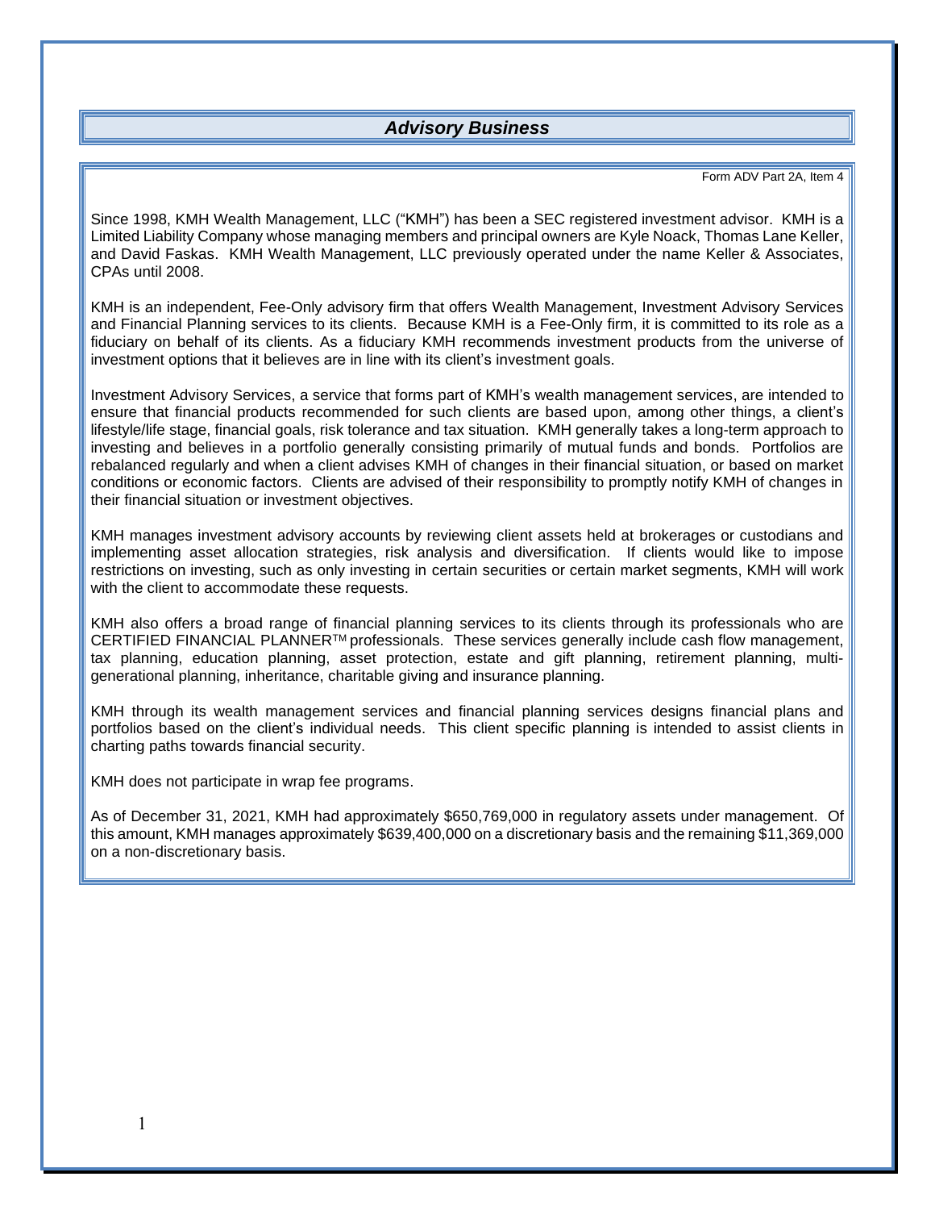# *Advisory Business*

Form ADV Part 2A, Item 4

Since 1998, KMH Wealth Management, LLC ("KMH") has been a SEC registered investment advisor. KMH is a Limited Liability Company whose managing members and principal owners are Kyle Noack, Thomas Lane Keller, and David Faskas. KMH Wealth Management, LLC previously operated under the name Keller & Associates, CPAs until 2008.

KMH is an independent, Fee-Only advisory firm that offers Wealth Management, Investment Advisory Services and Financial Planning services to its clients. Because KMH is a Fee-Only firm, it is committed to its role as a fiduciary on behalf of its clients. As a fiduciary KMH recommends investment products from the universe of investment options that it believes are in line with its client's investment goals.

Investment Advisory Services, a service that forms part of KMH's wealth management services, are intended to ensure that financial products recommended for such clients are based upon, among other things, a client's lifestyle/life stage, financial goals, risk tolerance and tax situation. KMH generally takes a long-term approach to investing and believes in a portfolio generally consisting primarily of mutual funds and bonds. Portfolios are rebalanced regularly and when a client advises KMH of changes in their financial situation, or based on market conditions or economic factors. Clients are advised of their responsibility to promptly notify KMH of changes in their financial situation or investment objectives.

KMH manages investment advisory accounts by reviewing client assets held at brokerages or custodians and implementing asset allocation strategies, risk analysis and diversification. If clients would like to impose restrictions on investing, such as only investing in certain securities or certain market segments, KMH will work with the client to accommodate these requests.

KMH also offers a broad range of financial planning services to its clients through its professionals who are CERTIFIED FINANCIAL PLANNER™ professionals. These services generally include cash flow management, tax planning, education planning, asset protection, estate and gift planning, retirement planning, multi-generational planning, inheritance, charitable giving and insurance planning.

KMH through its wealth management services and financial planning services designs financial plans and portfolios based on the client's individual needs. This client specific planning is intended to assist clients in charting paths towards financial security.

KMH does not participate in wrap fee programs.

As of December 31, 2021, KMH had approximately $650,769,000 in regulatory assets under management. Of this amount, KMH manages approximately $639,400,000 on a discretionary basis and the remaining $11,369,000 on a non-discretionary basis.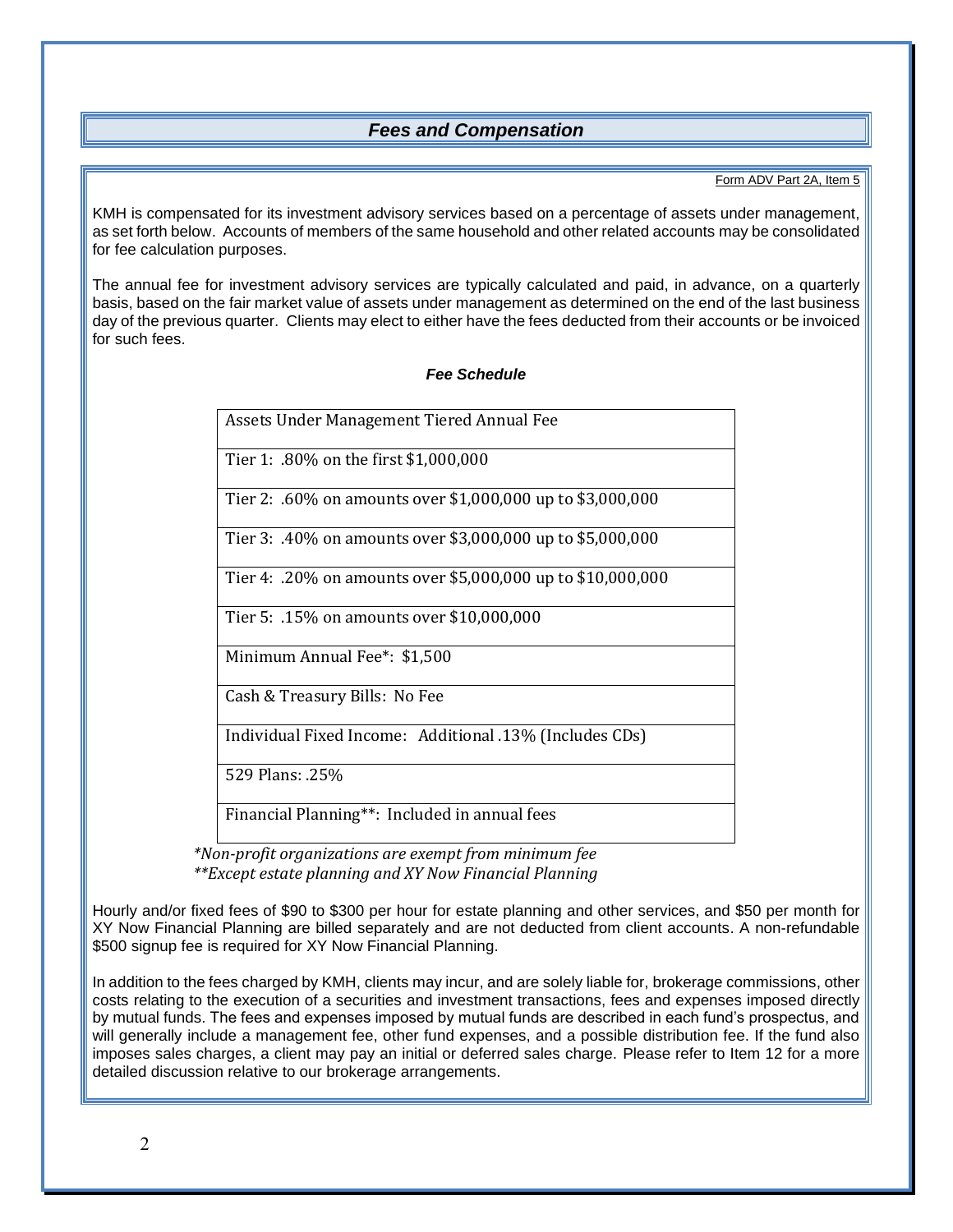## *Fees and Compensation*

Form ADV Part 2A, Item 5

KMH is compensated for its investment advisory services based on a percentage of assets under management, as set forth below. Accounts of members of the same household and other related accounts may be consolidated for fee calculation purposes.

The annual fee for investment advisory services are typically calculated and paid, in advance, on a quarterly basis, based on the fair market value of assets under management as determined on the end of the last business day of the previous quarter. Clients may elect to either have the fees deducted from their accounts or be invoiced for such fees.

***Fee Schedule***

| Assets Under Management Tiered Annual Fee |
|---|
| Tier 1: .80% on the first $1,000,000 |
| Tier 2: .60% on amounts over $1,000,000 up to $3,000,000 |
| Tier 3: .40% on amounts over $3,000,000 up to $5,000,000 |
| Tier 4: .20% on amounts over $5,000,000 up to $10,000,000 |
| Tier 5: .15% on amounts over $10,000,000 |
| Minimum Annual Fee*: $1,500 |
| Cash & Treasury Bills: No Fee |
| Individual Fixed Income: Additional .13% (Includes CDs) |
| 529 Plans: .25% |
| Financial Planning**: Included in annual fees |

*\*Non-profit organizations are exempt from minimum fee*
*\*\*Except estate planning and XY Now Financial Planning*

Hourly and/or fixed fees of $90 to $300 per hour for estate planning and other services, and $50 per month for XY Now Financial Planning are billed separately and are not deducted from client accounts. A non-refundable $500 signup fee is required for XY Now Financial Planning.

In addition to the fees charged by KMH, clients may incur, and are solely liable for, brokerage commissions, other costs relating to the execution of a securities and investment transactions, fees and expenses imposed directly by mutual funds. The fees and expenses imposed by mutual funds are described in each fund's prospectus, and will generally include a management fee, other fund expenses, and a possible distribution fee. If the fund also imposes sales charges, a client may pay an initial or deferred sales charge. Please refer to Item 12 for a more detailed discussion relative to our brokerage arrangements.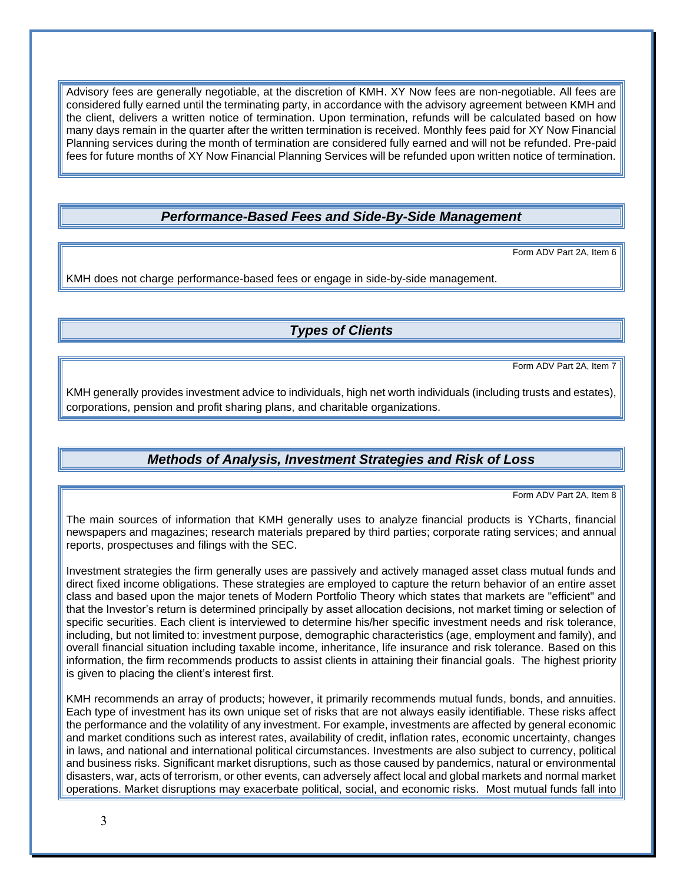Advisory fees are generally negotiable, at the discretion of KMH. XY Now fees are non-negotiable. All fees are considered fully earned until the terminating party, in accordance with the advisory agreement between KMH and the client, delivers a written notice of termination. Upon termination, refunds will be calculated based on how many days remain in the quarter after the written termination is received. Monthly fees paid for XY Now Financial Planning services during the month of termination are considered fully earned and will not be refunded. Pre-paid fees for future months of XY Now Financial Planning Services will be refunded upon written notice of termination.

## *Performance-Based Fees and Side-By-Side Management*

Form ADV Part 2A, Item 6

KMH does not charge performance-based fees or engage in side-by-side management.

## *Types of Clients*

Form ADV Part 2A, Item 7

KMH generally provides investment advice to individuals, high net worth individuals (including trusts and estates), corporations, pension and profit sharing plans, and charitable organizations.

## *Methods of Analysis, Investment Strategies and Risk of Loss*

Form ADV Part 2A, Item 8

The main sources of information that KMH generally uses to analyze financial products is YCharts, financial newspapers and magazines; research materials prepared by third parties; corporate rating services; and annual reports, prospectuses and filings with the SEC.

Investment strategies the firm generally uses are passively and actively managed asset class mutual funds and direct fixed income obligations. These strategies are employed to capture the return behavior of an entire asset class and based upon the major tenets of Modern Portfolio Theory which states that markets are "efficient" and that the Investor's return is determined principally by asset allocation decisions, not market timing or selection of specific securities. Each client is interviewed to determine his/her specific investment needs and risk tolerance, including, but not limited to: investment purpose, demographic characteristics (age, employment and family), and overall financial situation including taxable income, inheritance, life insurance and risk tolerance. Based on this information, the firm recommends products to assist clients in attaining their financial goals. The highest priority is given to placing the client's interest first.

KMH recommends an array of products; however, it primarily recommends mutual funds, bonds, and annuities. Each type of investment has its own unique set of risks that are not always easily identifiable. These risks affect the performance and the volatility of any investment. For example, investments are affected by general economic and market conditions such as interest rates, availability of credit, inflation rates, economic uncertainty, changes in laws, and national and international political circumstances. Investments are also subject to currency, political and business risks. Significant market disruptions, such as those caused by pandemics, natural or environmental disasters, war, acts of terrorism, or other events, can adversely affect local and global markets and normal market operations. Market disruptions may exacerbate political, social, and economic risks. Most mutual funds fall into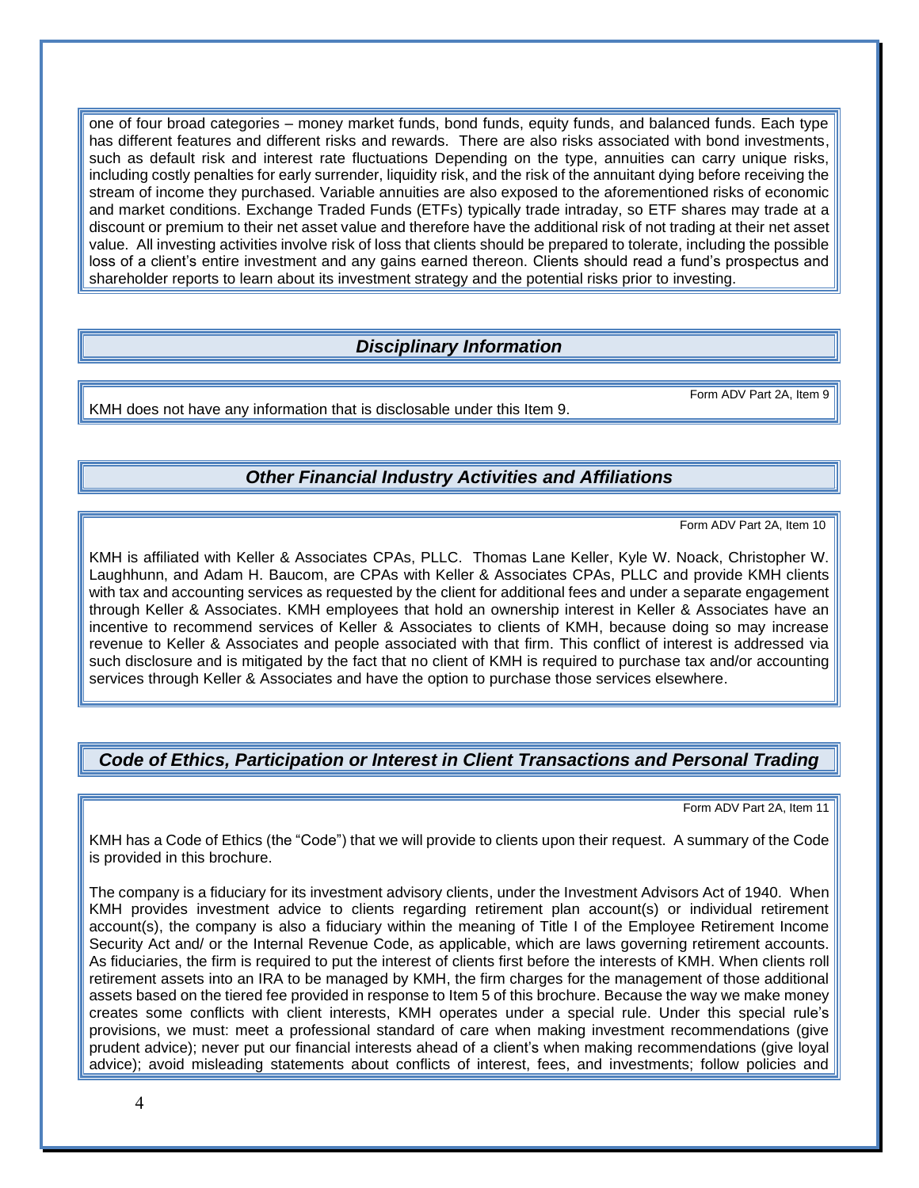one of four broad categories – money market funds, bond funds, equity funds, and balanced funds. Each type has different features and different risks and rewards. There are also risks associated with bond investments, such as default risk and interest rate fluctuations Depending on the type, annuities can carry unique risks, including costly penalties for early surrender, liquidity risk, and the risk of the annuitant dying before receiving the stream of income they purchased. Variable annuities are also exposed to the aforementioned risks of economic and market conditions. Exchange Traded Funds (ETFs) typically trade intraday, so ETF shares may trade at a discount or premium to their net asset value and therefore have the additional risk of not trading at their net asset value. All investing activities involve risk of loss that clients should be prepared to tolerate, including the possible loss of a client's entire investment and any gains earned thereon. Clients should read a fund's prospectus and shareholder reports to learn about its investment strategy and the potential risks prior to investing.

## *Disciplinary Information*

Form ADV Part 2A, Item 9

KMH does not have any information that is disclosable under this Item 9.

## *Other Financial Industry Activities and Affiliations*

Form ADV Part 2A, Item 10

KMH is affiliated with Keller & Associates CPAs, PLLC. Thomas Lane Keller, Kyle W. Noack, Christopher W. Laughhunn, and Adam H. Baucom, are CPAs with Keller & Associates CPAs, PLLC and provide KMH clients with tax and accounting services as requested by the client for additional fees and under a separate engagement through Keller & Associates. KMH employees that hold an ownership interest in Keller & Associates have an incentive to recommend services of Keller & Associates to clients of KMH, because doing so may increase revenue to Keller & Associates and people associated with that firm. This conflict of interest is addressed via such disclosure and is mitigated by the fact that no client of KMH is required to purchase tax and/or accounting services through Keller & Associates and have the option to purchase those services elsewhere.

## *Code of Ethics, Participation or Interest in Client Transactions and Personal Trading*

Form ADV Part 2A, Item 11

KMH has a Code of Ethics (the "Code") that we will provide to clients upon their request. A summary of the Code is provided in this brochure.

The company is a fiduciary for its investment advisory clients, under the Investment Advisors Act of 1940. When KMH provides investment advice to clients regarding retirement plan account(s) or individual retirement account(s), the company is also a fiduciary within the meaning of Title I of the Employee Retirement Income Security Act and/ or the Internal Revenue Code, as applicable, which are laws governing retirement accounts. As fiduciaries, the firm is required to put the interest of clients first before the interests of KMH. When clients roll retirement assets into an IRA to be managed by KMH, the firm charges for the management of those additional assets based on the tiered fee provided in response to Item 5 of this brochure. Because the way we make money creates some conflicts with client interests, KMH operates under a special rule. Under this special rule's provisions, we must: meet a professional standard of care when making investment recommendations (give prudent advice); never put our financial interests ahead of a client's when making recommendations (give loyal advice); avoid misleading statements about conflicts of interest, fees, and investments; follow policies and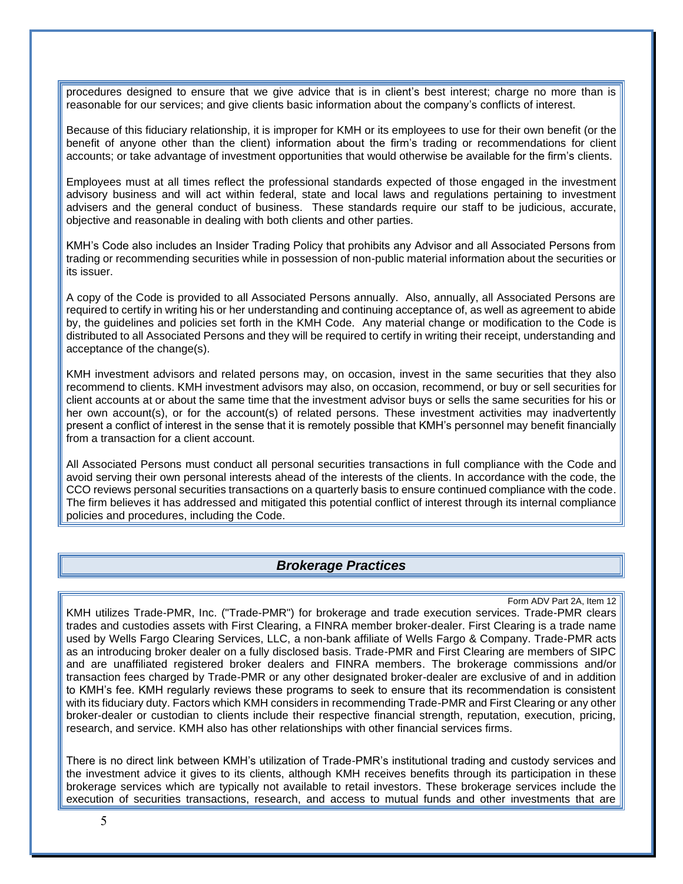procedures designed to ensure that we give advice that is in client's best interest; charge no more than is reasonable for our services; and give clients basic information about the company's conflicts of interest.

Because of this fiduciary relationship, it is improper for KMH or its employees to use for their own benefit (or the benefit of anyone other than the client) information about the firm's trading or recommendations for client accounts; or take advantage of investment opportunities that would otherwise be available for the firm's clients.

Employees must at all times reflect the professional standards expected of those engaged in the investment advisory business and will act within federal, state and local laws and regulations pertaining to investment advisers and the general conduct of business. These standards require our staff to be judicious, accurate, objective and reasonable in dealing with both clients and other parties.

KMH's Code also includes an Insider Trading Policy that prohibits any Advisor and all Associated Persons from trading or recommending securities while in possession of non-public material information about the securities or its issuer.

A copy of the Code is provided to all Associated Persons annually. Also, annually, all Associated Persons are required to certify in writing his or her understanding and continuing acceptance of, as well as agreement to abide by, the guidelines and policies set forth in the KMH Code. Any material change or modification to the Code is distributed to all Associated Persons and they will be required to certify in writing their receipt, understanding and acceptance of the change(s).

KMH investment advisors and related persons may, on occasion, invest in the same securities that they also recommend to clients. KMH investment advisors may also, on occasion, recommend, or buy or sell securities for client accounts at or about the same time that the investment advisor buys or sells the same securities for his or her own account(s), or for the account(s) of related persons. These investment activities may inadvertently present a conflict of interest in the sense that it is remotely possible that KMH's personnel may benefit financially from a transaction for a client account.

All Associated Persons must conduct all personal securities transactions in full compliance with the Code and avoid serving their own personal interests ahead of the interests of the clients. In accordance with the code, the CCO reviews personal securities transactions on a quarterly basis to ensure continued compliance with the code. The firm believes it has addressed and mitigated this potential conflict of interest through its internal compliance policies and procedures, including the Code.

## *Brokerage Practices*

Form ADV Part 2A, Item 12

KMH utilizes Trade-PMR, Inc. ("Trade-PMR") for brokerage and trade execution services. Trade-PMR clears trades and custodies assets with First Clearing, a FINRA member broker-dealer. First Clearing is a trade name used by Wells Fargo Clearing Services, LLC, a non-bank affiliate of Wells Fargo & Company. Trade-PMR acts as an introducing broker dealer on a fully disclosed basis. Trade-PMR and First Clearing are members of SIPC and are unaffiliated registered broker dealers and FINRA members. The brokerage commissions and/or transaction fees charged by Trade-PMR or any other designated broker-dealer are exclusive of and in addition to KMH's fee. KMH regularly reviews these programs to seek to ensure that its recommendation is consistent with its fiduciary duty. Factors which KMH considers in recommending Trade-PMR and First Clearing or any other broker-dealer or custodian to clients include their respective financial strength, reputation, execution, pricing, research, and service. KMH also has other relationships with other financial services firms.

There is no direct link between KMH's utilization of Trade-PMR's institutional trading and custody services and the investment advice it gives to its clients, although KMH receives benefits through its participation in these brokerage services which are typically not available to retail investors. These brokerage services include the execution of securities transactions, research, and access to mutual funds and other investments that are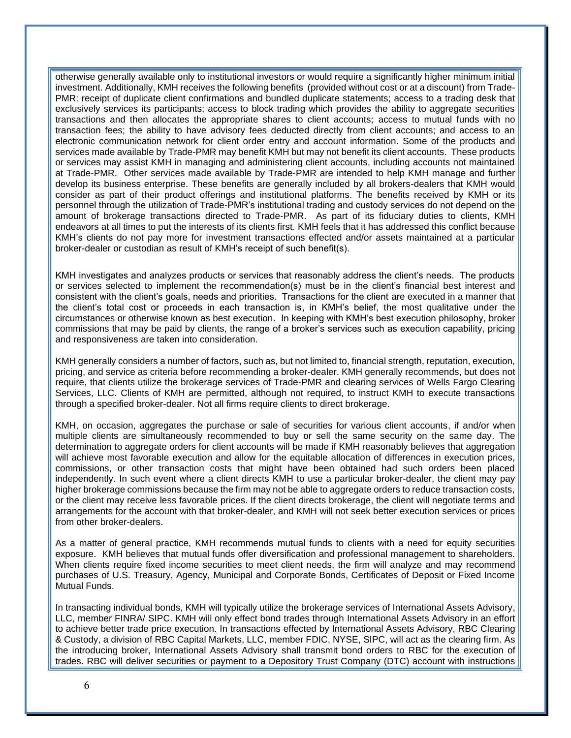otherwise generally available only to institutional investors or would require a significantly higher minimum initial investment. Additionally, KMH receives the following benefits (provided without cost or at a discount) from Trade-PMR: receipt of duplicate client confirmations and bundled duplicate statements; access to a trading desk that exclusively services its participants; access to block trading which provides the ability to aggregate securities transactions and then allocates the appropriate shares to client accounts; access to mutual funds with no transaction fees; the ability to have advisory fees deducted directly from client accounts; and access to an electronic communication network for client order entry and account information. Some of the products and services made available by Trade-PMR may benefit KMH but may not benefit its client accounts. These products or services may assist KMH in managing and administering client accounts, including accounts not maintained at Trade-PMR. Other services made available by Trade-PMR are intended to help KMH manage and further develop its business enterprise. These benefits are generally included by all brokers-dealers that KMH would consider as part of their product offerings and institutional platforms. The benefits received by KMH or its personnel through the utilization of Trade-PMR's institutional trading and custody services do not depend on the amount of brokerage transactions directed to Trade-PMR. As part of its fiduciary duties to clients, KMH endeavors at all times to put the interests of its clients first. KMH feels that it has addressed this conflict because KMH's clients do not pay more for investment transactions effected and/or assets maintained at a particular broker-dealer or custodian as result of KMH's receipt of such benefit(s).

KMH investigates and analyzes products or services that reasonably address the client's needs. The products or services selected to implement the recommendation(s) must be in the client's financial best interest and consistent with the client's goals, needs and priorities. Transactions for the client are executed in a manner that the client's total cost or proceeds in each transaction is, in KMH's belief, the most qualitative under the circumstances or otherwise known as best execution. In keeping with KMH's best execution philosophy, broker commissions that may be paid by clients, the range of a broker's services such as execution capability, pricing and responsiveness are taken into consideration.

KMH generally considers a number of factors, such as, but not limited to, financial strength, reputation, execution, pricing, and service as criteria before recommending a broker-dealer. KMH generally recommends, but does not require, that clients utilize the brokerage services of Trade-PMR and clearing services of Wells Fargo Clearing Services, LLC. Clients of KMH are permitted, although not required, to instruct KMH to execute transactions through a specified broker-dealer. Not all firms require clients to direct brokerage.

KMH, on occasion, aggregates the purchase or sale of securities for various client accounts, if and/or when multiple clients are simultaneously recommended to buy or sell the same security on the same day. The determination to aggregate orders for client accounts will be made if KMH reasonably believes that aggregation will achieve most favorable execution and allow for the equitable allocation of differences in execution prices, commissions, or other transaction costs that might have been obtained had such orders been placed independently. In such event where a client directs KMH to use a particular broker-dealer, the client may pay higher brokerage commissions because the firm may not be able to aggregate orders to reduce transaction costs, or the client may receive less favorable prices. If the client directs brokerage, the client will negotiate terms and arrangements for the account with that broker-dealer, and KMH will not seek better execution services or prices from other broker-dealers.

As a matter of general practice, KMH recommends mutual funds to clients with a need for equity securities exposure. KMH believes that mutual funds offer diversification and professional management to shareholders. When clients require fixed income securities to meet client needs, the firm will analyze and may recommend purchases of U.S. Treasury, Agency, Municipal and Corporate Bonds, Certificates of Deposit or Fixed Income Mutual Funds.

In transacting individual bonds, KMH will typically utilize the brokerage services of International Assets Advisory, LLC, member FINRA/ SIPC. KMH will only effect bond trades through International Assets Advisory in an effort to achieve better trade price execution. In transactions effected by International Assets Advisory, RBC Clearing & Custody, a division of RBC Capital Markets, LLC, member FDIC, NYSE, SIPC, will act as the clearing firm. As the introducing broker, International Assets Advisory shall transmit bond orders to RBC for the execution of trades. RBC will deliver securities or payment to a Depository Trust Company (DTC) account with instructions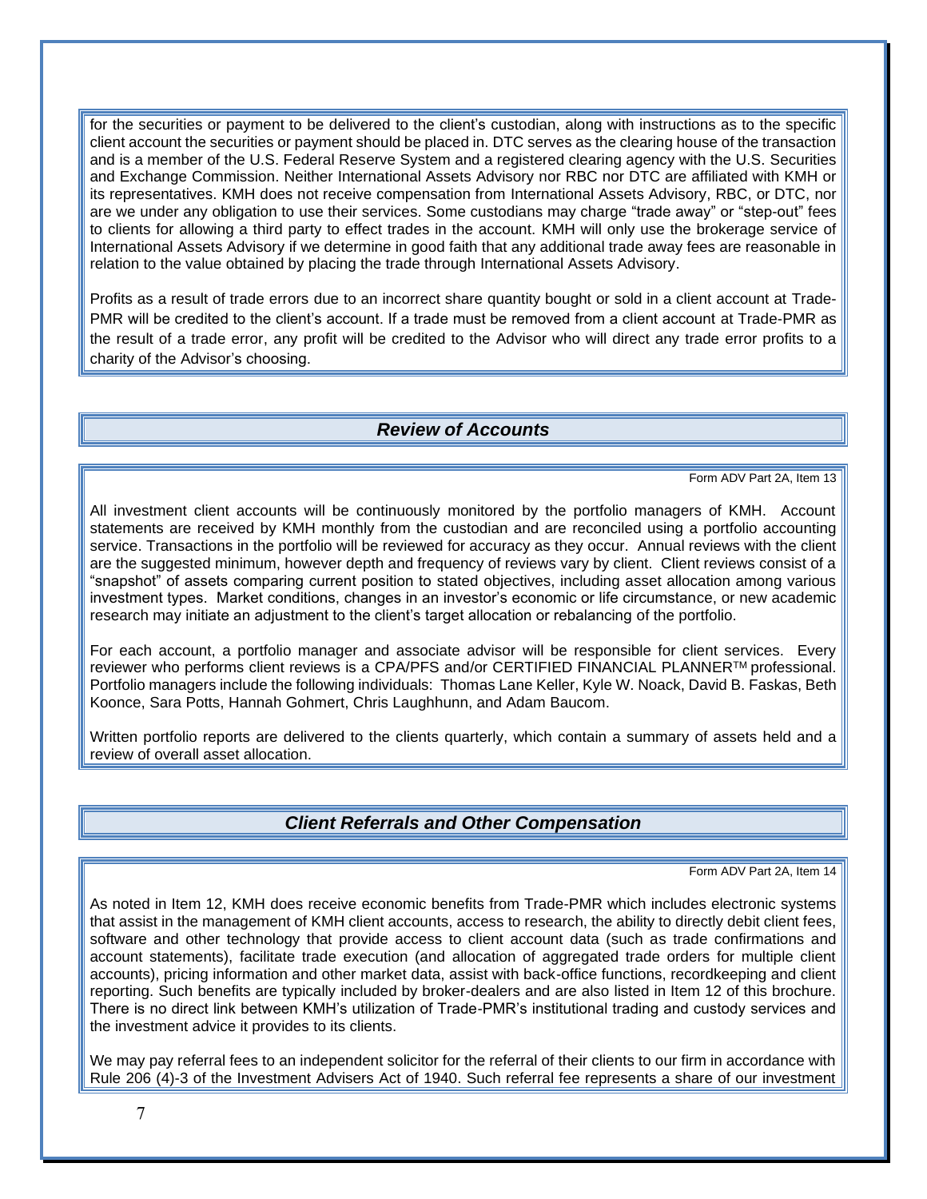for the securities or payment to be delivered to the client's custodian, along with instructions as to the specific client account the securities or payment should be placed in. DTC serves as the clearing house of the transaction and is a member of the U.S. Federal Reserve System and a registered clearing agency with the U.S. Securities and Exchange Commission. Neither International Assets Advisory nor RBC nor DTC are affiliated with KMH or its representatives. KMH does not receive compensation from International Assets Advisory, RBC, or DTC, nor are we under any obligation to use their services. Some custodians may charge "trade away" or "step-out" fees to clients for allowing a third party to effect trades in the account. KMH will only use the brokerage service of International Assets Advisory if we determine in good faith that any additional trade away fees are reasonable in relation to the value obtained by placing the trade through International Assets Advisory.

Profits as a result of trade errors due to an incorrect share quantity bought or sold in a client account at Trade-PMR will be credited to the client's account. If a trade must be removed from a client account at Trade-PMR as the result of a trade error, any profit will be credited to the Advisor who will direct any trade error profits to a charity of the Advisor's choosing.

## *Review of Accounts*

Form ADV Part 2A, Item 13

All investment client accounts will be continuously monitored by the portfolio managers of KMH. Account statements are received by KMH monthly from the custodian and are reconciled using a portfolio accounting service. Transactions in the portfolio will be reviewed for accuracy as they occur. Annual reviews with the client are the suggested minimum, however depth and frequency of reviews vary by client. Client reviews consist of a "snapshot" of assets comparing current position to stated objectives, including asset allocation among various investment types. Market conditions, changes in an investor's economic or life circumstance, or new academic research may initiate an adjustment to the client's target allocation or rebalancing of the portfolio.

For each account, a portfolio manager and associate advisor will be responsible for client services. Every reviewer who performs client reviews is a CPA/PFS and/or CERTIFIED FINANCIAL PLANNER™ professional. Portfolio managers include the following individuals: Thomas Lane Keller, Kyle W. Noack, David B. Faskas, Beth Koonce, Sara Potts, Hannah Gohmert, Chris Laughhunn, and Adam Baucom.

Written portfolio reports are delivered to the clients quarterly, which contain a summary of assets held and a review of overall asset allocation.

## *Client Referrals and Other Compensation*

Form ADV Part 2A, Item 14

As noted in Item 12, KMH does receive economic benefits from Trade-PMR which includes electronic systems that assist in the management of KMH client accounts, access to research, the ability to directly debit client fees, software and other technology that provide access to client account data (such as trade confirmations and account statements), facilitate trade execution (and allocation of aggregated trade orders for multiple client accounts), pricing information and other market data, assist with back-office functions, recordkeeping and client reporting. Such benefits are typically included by broker-dealers and are also listed in Item 12 of this brochure. There is no direct link between KMH's utilization of Trade-PMR's institutional trading and custody services and the investment advice it provides to its clients.

We may pay referral fees to an independent solicitor for the referral of their clients to our firm in accordance with Rule 206 (4)-3 of the Investment Advisers Act of 1940. Such referral fee represents a share of our investment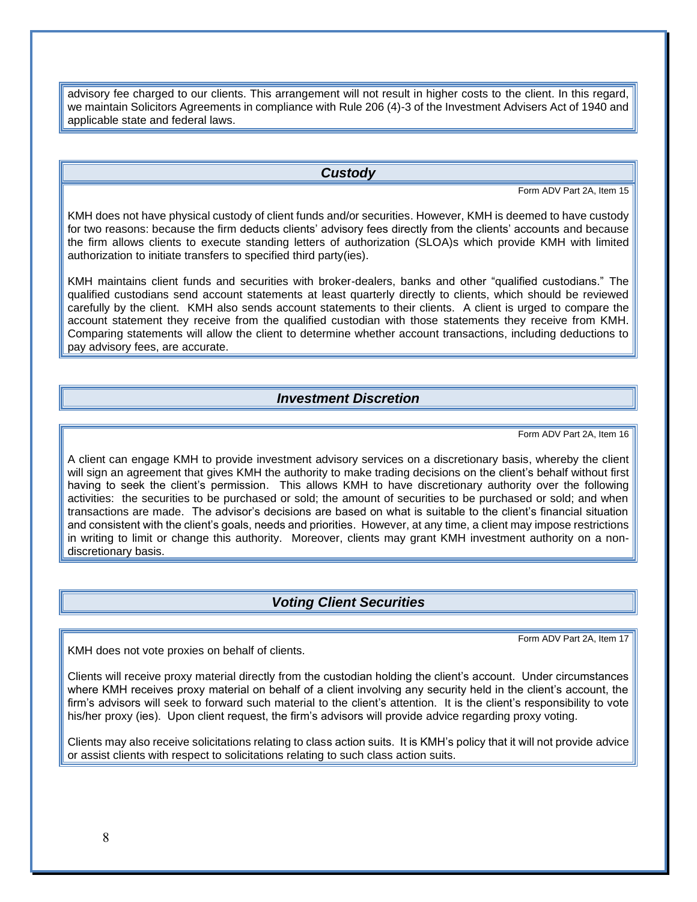advisory fee charged to our clients. This arrangement will not result in higher costs to the client. In this regard, we maintain Solicitors Agreements in compliance with Rule 206 (4)-3 of the Investment Advisers Act of 1940 and applicable state and federal laws.

## *Custody*

Form ADV Part 2A, Item 15

KMH does not have physical custody of client funds and/or securities. However, KMH is deemed to have custody for two reasons: because the firm deducts clients' advisory fees directly from the clients' accounts and because the firm allows clients to execute standing letters of authorization (SLOA)s which provide KMH with limited authorization to initiate transfers to specified third party(ies).

KMH maintains client funds and securities with broker-dealers, banks and other "qualified custodians." The qualified custodians send account statements at least quarterly directly to clients, which should be reviewed carefully by the client. KMH also sends account statements to their clients. A client is urged to compare the account statement they receive from the qualified custodian with those statements they receive from KMH. Comparing statements will allow the client to determine whether account transactions, including deductions to pay advisory fees, are accurate.

## *Investment Discretion*

Form ADV Part 2A, Item 16

A client can engage KMH to provide investment advisory services on a discretionary basis, whereby the client will sign an agreement that gives KMH the authority to make trading decisions on the client's behalf without first having to seek the client's permission. This allows KMH to have discretionary authority over the following activities: the securities to be purchased or sold; the amount of securities to be purchased or sold; and when transactions are made. The advisor's decisions are based on what is suitable to the client's financial situation and consistent with the client's goals, needs and priorities. However, at any time, a client may impose restrictions in writing to limit or change this authority. Moreover, clients may grant KMH investment authority on a non-discretionary basis.

## *Voting Client Securities*

Form ADV Part 2A, Item 17

KMH does not vote proxies on behalf of clients.

Clients will receive proxy material directly from the custodian holding the client's account. Under circumstances where KMH receives proxy material on behalf of a client involving any security held in the client's account, the firm's advisors will seek to forward such material to the client's attention. It is the client's responsibility to vote his/her proxy (ies). Upon client request, the firm's advisors will provide advice regarding proxy voting.

Clients may also receive solicitations relating to class action suits. It is KMH's policy that it will not provide advice or assist clients with respect to solicitations relating to such class action suits.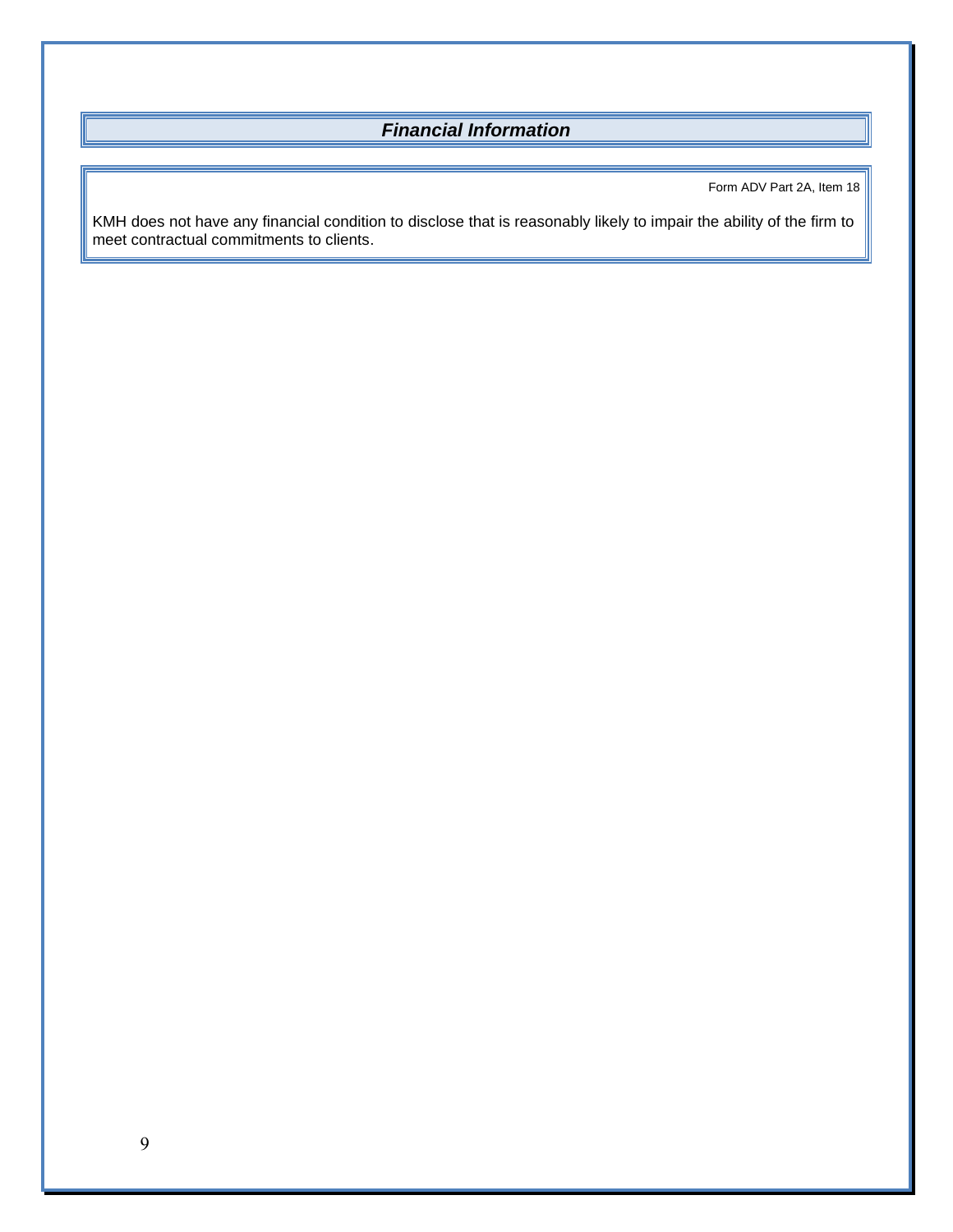## ***Financial Information***

Form ADV Part 2A, Item 18

KMH does not have any financial condition to disclose that is reasonably likely to impair the ability of the firm to meet contractual commitments to clients.